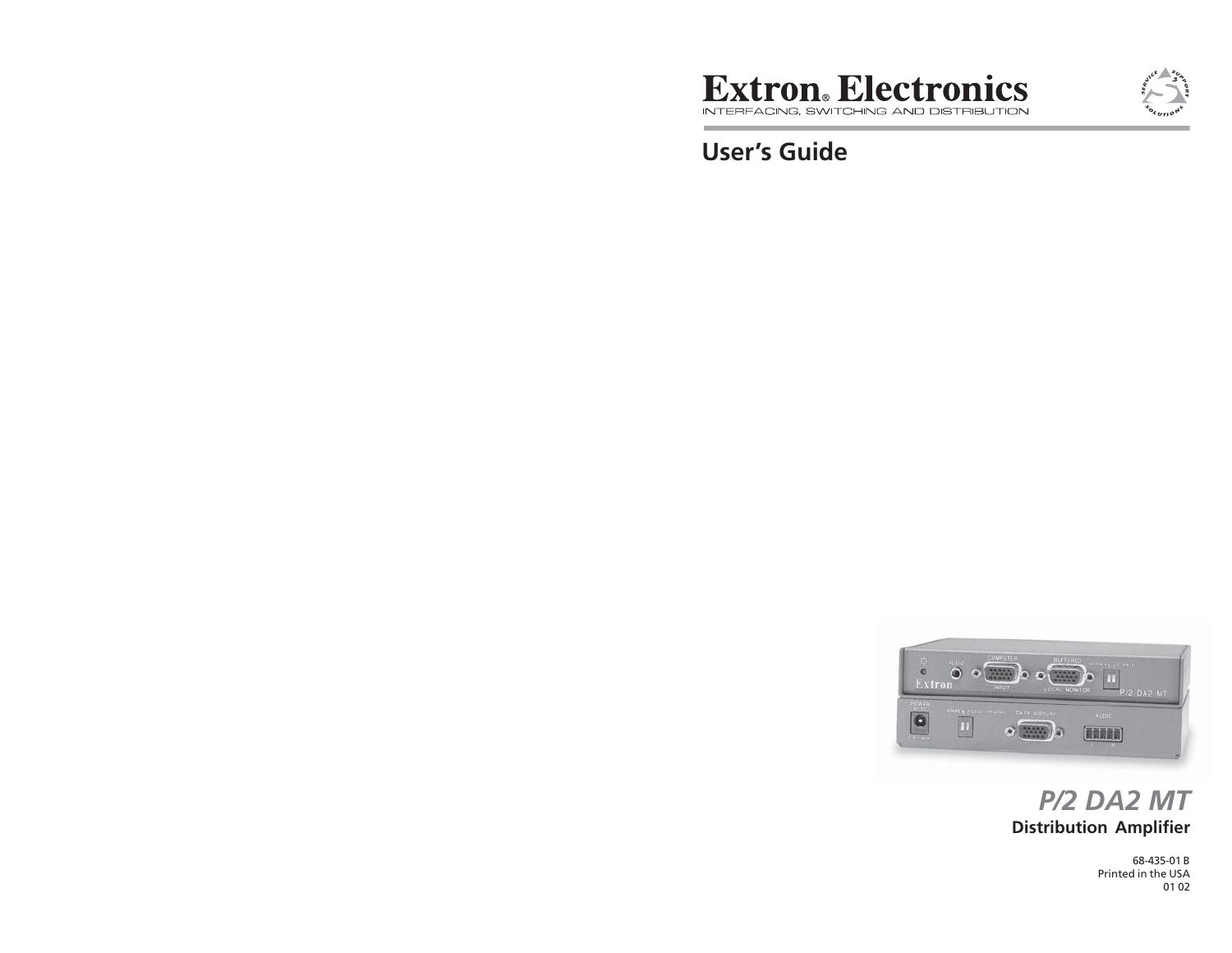# Extron® Electronics

INTERFACING, SWITCHING AND DISTRIBUTION

## User's Guide

## *P/2 DA2 MT*

**Distribution Amplifier**

68-435-01 B
Printed in the USA
01 02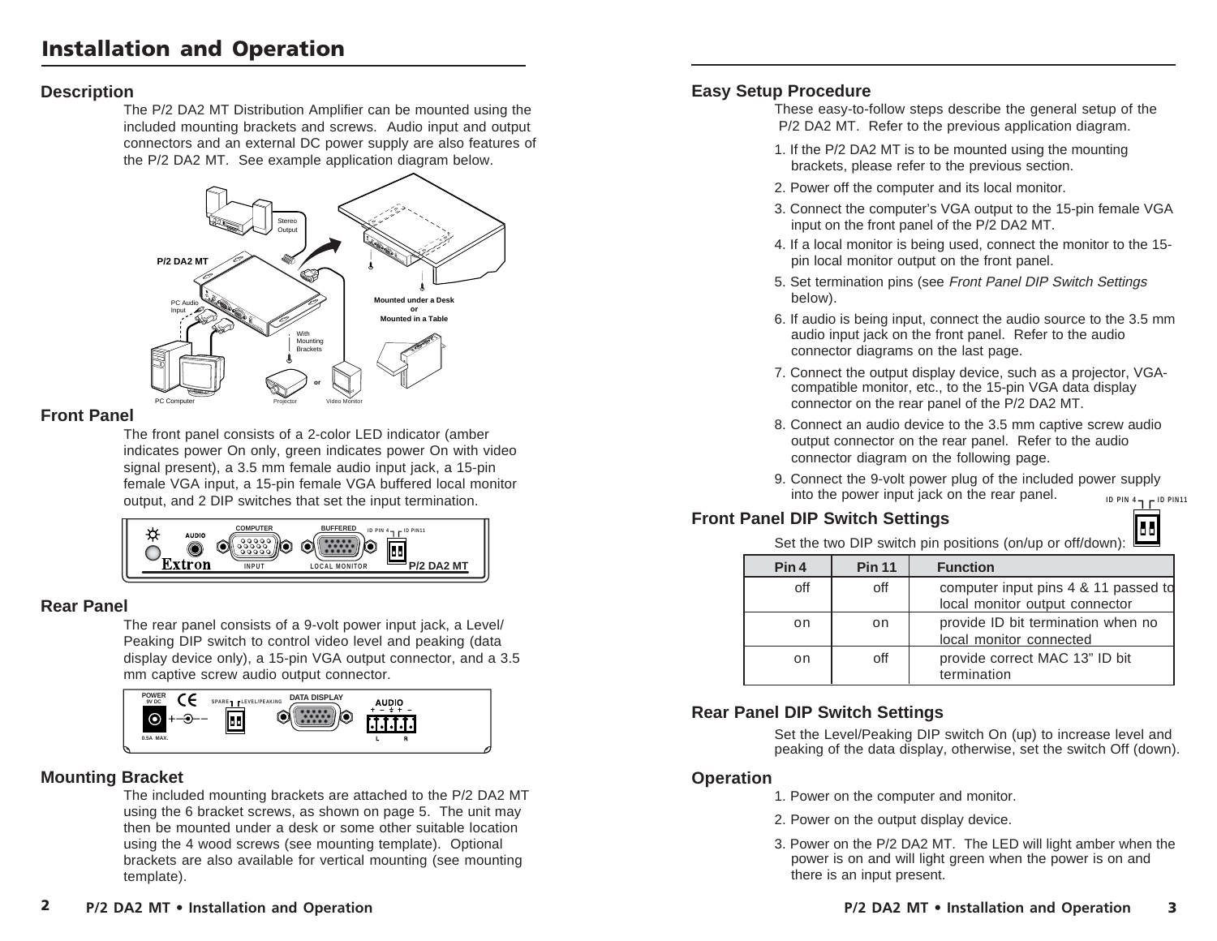# Installation and Operation

## Description

The P/2 DA2 MT Distribution Amplifier can be mounted using the included mounting brackets and screws. Audio input and output connectors and an external DC power supply are also features of the P/2 DA2 MT. See example application diagram below.

## Front Panel

The front panel consists of a 2-color LED indicator (amber indicates power On only, green indicates power On with video signal present), a 3.5 mm female audio input jack, a 15-pin female VGA input, a 15-pin female VGA buffered local monitor output, and 2 DIP switches that set the input termination.

## Rear Panel

The rear panel consists of a 9-volt power input jack, a Level/Peaking DIP switch to control video level and peaking (data display device only), a 15-pin VGA output connector, and a 3.5 mm captive screw audio output connector.

## Mounting Bracket

The included mounting brackets are attached to the P/2 DA2 MT using the 6 bracket screws, as shown on page 5. The unit may then be mounted under a desk or some other suitable location using the 4 wood screws (see mounting template). Optional brackets are also available for vertical mounting (see mounting template).

## Easy Setup Procedure

These easy-to-follow steps describe the general setup of the P/2 DA2 MT. Refer to the previous application diagram.

1. If the P/2 DA2 MT is to be mounted using the mounting brackets, please refer to the previous section.
2. Power off the computer and its local monitor.
3. Connect the computer's VGA output to the 15-pin female VGA input on the front panel of the P/2 DA2 MT.
4. If a local monitor is being used, connect the monitor to the 15-pin local monitor output on the front panel.
5. Set termination pins (see *Front Panel DIP Switch Settings* below).
6. If audio is being input, connect the audio source to the 3.5 mm audio input jack on the front panel. Refer to the audio connector diagrams on the last page.
7. Connect the output display device, such as a projector, VGA-compatible monitor, etc., to the 15-pin VGA data display connector on the rear panel of the P/2 DA2 MT.
8. Connect an audio device to the 3.5 mm captive screw audio output connector on the rear panel. Refer to the audio connector diagram on the following page.
9. Connect the 9-volt power plug of the included power supply into the power input jack on the rear panel.

## Front Panel DIP Switch Settings

Set the two DIP switch pin positions (on/up or off/down):

| Pin 4 | Pin 11 | Function |
|---|---|---|
| off | off | computer input pins 4 & 11 passed to local monitor output connector |
| on | on | provide ID bit termination when no local monitor connected |
| on | off | provide correct MAC 13" ID bit termination |

## Rear Panel DIP Switch Settings

Set the Level/Peaking DIP switch On (up) to increase level and peaking of the data display, otherwise, set the switch Off (down).

## Operation

1. Power on the computer and monitor.
2. Power on the output display device.
3. Power on the P/2 DA2 MT. The LED will light amber when the power is on and will light green when the power is on and there is an input present.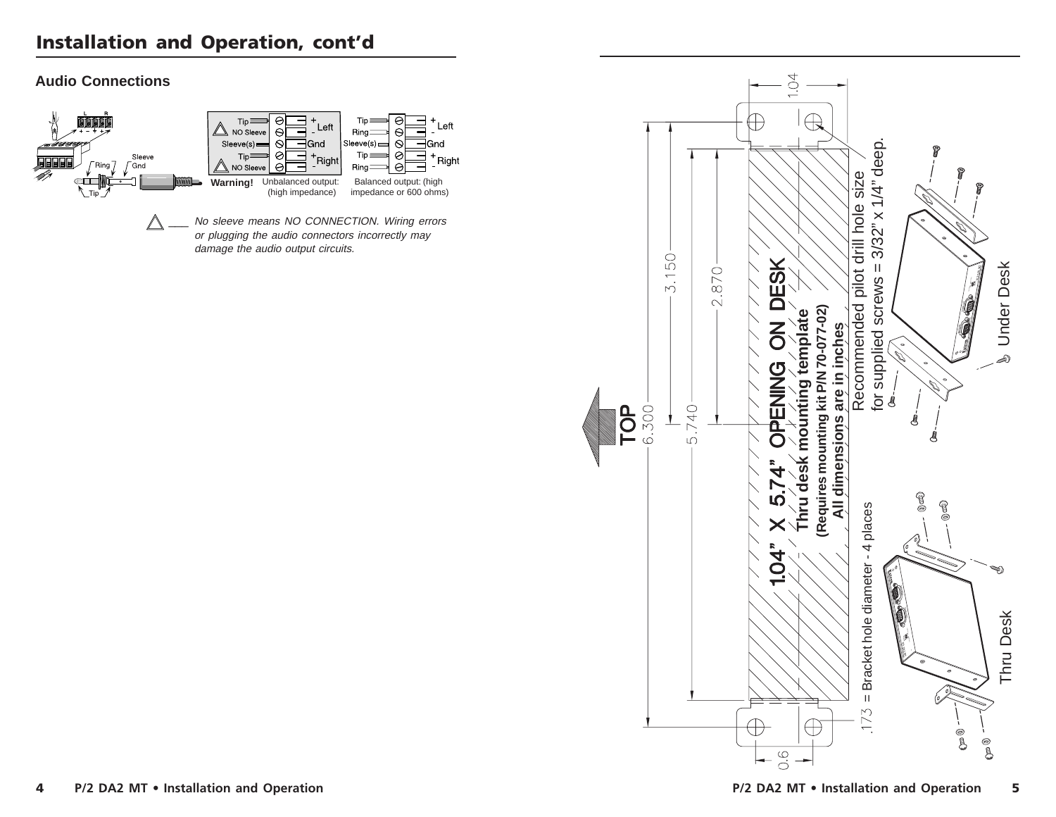# Installation and Operation, cont'd

### Audio Connections

Tip — NO Sleeve — Sleeve(s) — Tip — NO Sleeve: + Left, - , Gnd, + Right, -

**Warning!** Unbalanced output: (high impedance)

Tip — Ring — Sleeve(s) — Tip — Ring: + Left, - , Gnd, + Right, -

Balanced output: (high impedance or 600 ohms)

*No sleeve means NO CONNECTION. Wiring errors or plugging the audio connectors incorrectly may damage the audio output circuits.*

**1.04" X 5.74" OPENING ON DESK**

**Thru desk mounting template**

**(Requires mounting kit P/N 70-077-02)**

**All dimensions are in inches**

TOP

6.300 — 5.740 — 3.150 — 2.870 — 1.04 — 0.6

Recommended pilot drill hole size for supplied screws = 3/32" x 1/4" deep.

.173 = Bracket hole diameter - 4 places

Under Desk

Thru Desk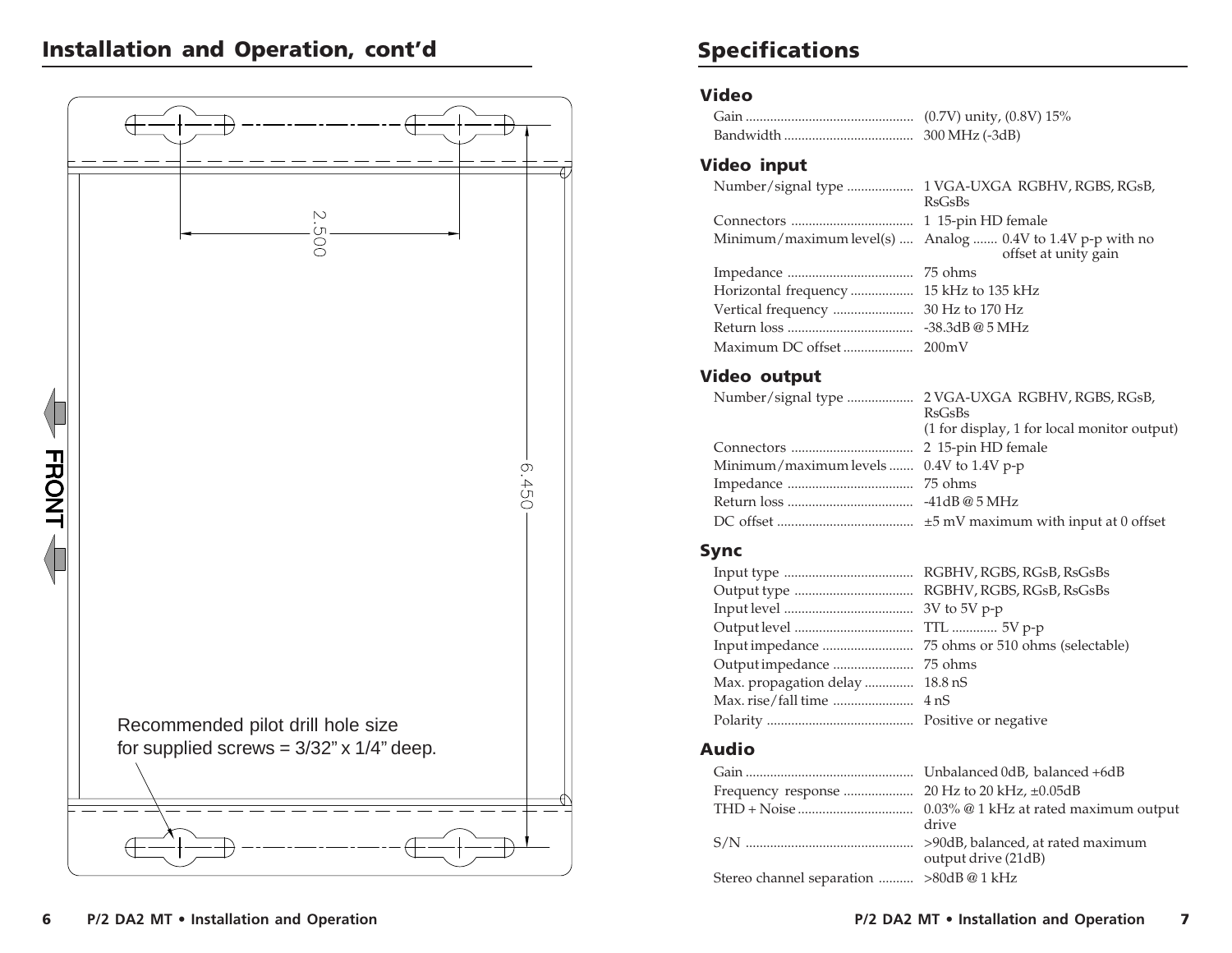## Installation and Operation, cont'd

2.500

6.450

FRONT

Recommended pilot drill hole size
for supplied screws = 3/32" x 1/4" deep.

## Specifications

### Video

Gain ................................................ (0.7V) unity, (0.8V) 15%
Bandwidth ..................................... 300 MHz (-3dB)

### Video input

Number/signal type ................... 1 VGA-UXGA RGBHV, RGBS, RGsB, RsGsBs
Connectors ................................... 1 15-pin HD female
Minimum/maximum level(s) .... Analog ....... 0.4V to 1.4V p-p with no offset at unity gain
Impedance .................................... 75 ohms
Horizontal frequency .................. 15 kHz to 135 kHz
Vertical frequency ....................... 30 Hz to 170 Hz
Return loss .................................... -38.3dB @ 5 MHz
Maximum DC offset .................... 200mV

### Video output

Number/signal type ................... 2 VGA-UXGA RGBHV, RGBS, RGsB, RsGsBs
(1 for display, 1 for local monitor output)
Connectors ................................... 2 15-pin HD female
Minimum/maximum levels ....... 0.4V to 1.4V p-p
Impedance .................................... 75 ohms
Return loss .................................... -41dB @ 5 MHz
DC offset ....................................... ±5 mV maximum with input at 0 offset

### Sync

Input type ..................................... RGBHV, RGBS, RGsB, RsGsBs
Output type .................................. RGBHV, RGBS, RGsB, RsGsBs
Input level ..................................... 3V to 5V p-p
Output level .................................. TTL ............. 5V p-p
Input impedance .......................... 75 ohms or 510 ohms (selectable)
Output impedance ....................... 75 ohms
Max. propagation delay .............. 18.8 nS
Max. rise/fall time ....................... 4 nS
Polarity .......................................... Positive or negative

### Audio

Gain ................................................ Unbalanced 0dB, balanced +6dB
Frequency response .................... 20 Hz to 20 kHz, ±0.05dB
THD + Noise ................................. 0.03% @ 1 kHz at rated maximum output drive
S/N ................................................ >90dB, balanced, at rated maximum output drive (21dB)
Stereo channel separation .......... >80dB @ 1 kHz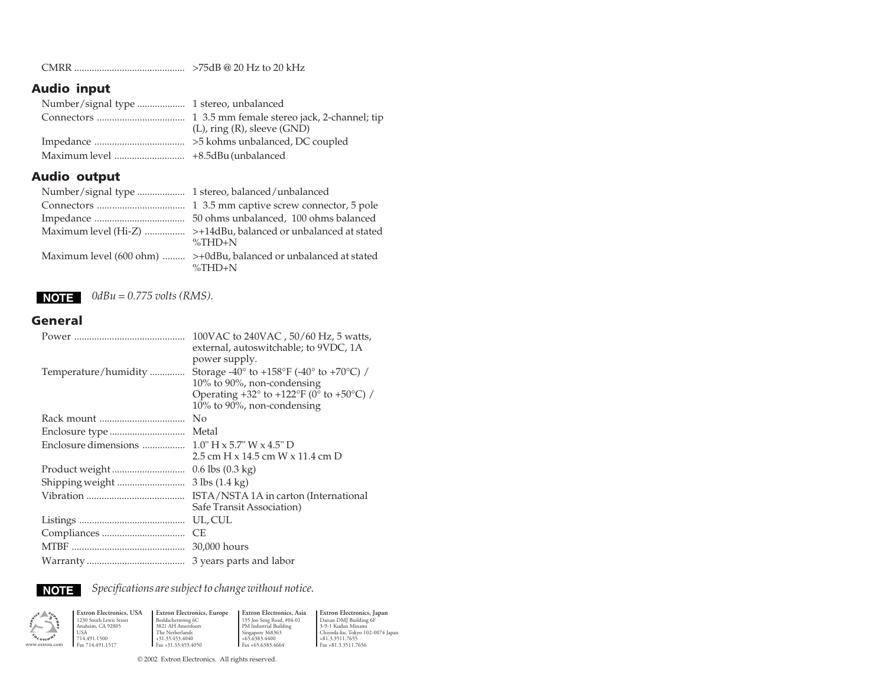CMRR ............................................ >75dB @ 20 Hz to 20 kHz

## Audio input

| | |
|---|---|
| Number/signal type | 1 stereo, unbalanced |
| Connectors | 1 3.5 mm female stereo jack, 2-channel; tip (L), ring (R), sleeve (GND) |
| Impedance | >5 kohms unbalanced, DC coupled |
| Maximum level | +8.5dBu (unbalanced |

## Audio output

| | |
|---|---|
| Number/signal type | 1 stereo, balanced/unbalanced |
| Connectors | 1 3.5 mm captive screw connector, 5 pole |
| Impedance | 50 ohms unbalanced, 100 ohms balanced |
| Maximum level (Hi-Z) | >+14dBu, balanced or unbalanced at stated %THD+N |
| Maximum level (600 ohm) | >+0dBu, balanced or unbalanced at stated %THD+N |

**NOTE** *0dBu = 0.775 volts (RMS).*

## General

| | |
|---|---|
| Power | 100VAC to 240VAC , 50/60 Hz, 5 watts, external, autoswitchable; to 9VDC, 1A power supply. |
| Temperature/humidity | Storage -40° to +158°F (-40° to +70°C) / 10% to 90%, non-condensing<br>Operating +32° to +122°F (0° to +50°C) / 10% to 90%, non-condensing |
| Rack mount | No |
| Enclosure type | Metal |
| Enclosure dimensions | 1.0" H x 5.7" W x 4.5" D<br>2.5 cm H x 14.5 cm W x 11.4 cm D |
| Product weight | 0.6 lbs (0.3 kg) |
| Shipping weight | 3 lbs (1.4 kg) |
| Vibration | ISTA/NSTA 1A in carton (International Safe Transit Association) |
| Listings | UL, CUL |
| Compliances | CE |
| MTBF | 30,000 hours |
| Warranty | 3 years parts and labor |

**NOTE** *Specifications are subject to change without notice.*

www.extron.com

**Extron Electronics, USA**
1230 South Lewis Street
Anaheim, CA 92805
USA
714.491.1500
Fax 714.491.1517

**Extron Electronics, Europe**
Beeldschermweg 6C
3821 AH Amersfoort
The Netherlands
+31.33.453.4040
Fax +31.33.453.4050

**Extron Electronics, Asia**
135 Joo Seng Road, #04-01
PM Industrial Building
Singapore 368363
+65.6383.4400
Fax +65.6383.4664

**Extron Electronics, Japan**
Daisan DMJ Building 6F
3-9-1 Kudan Minami
Chiyoda-ku, Tokyo 102-0074 Japan
+81.3.3511.7655
Fax +81.3.3511.7656

© 2002 Extron Electronics. All rights reserved.